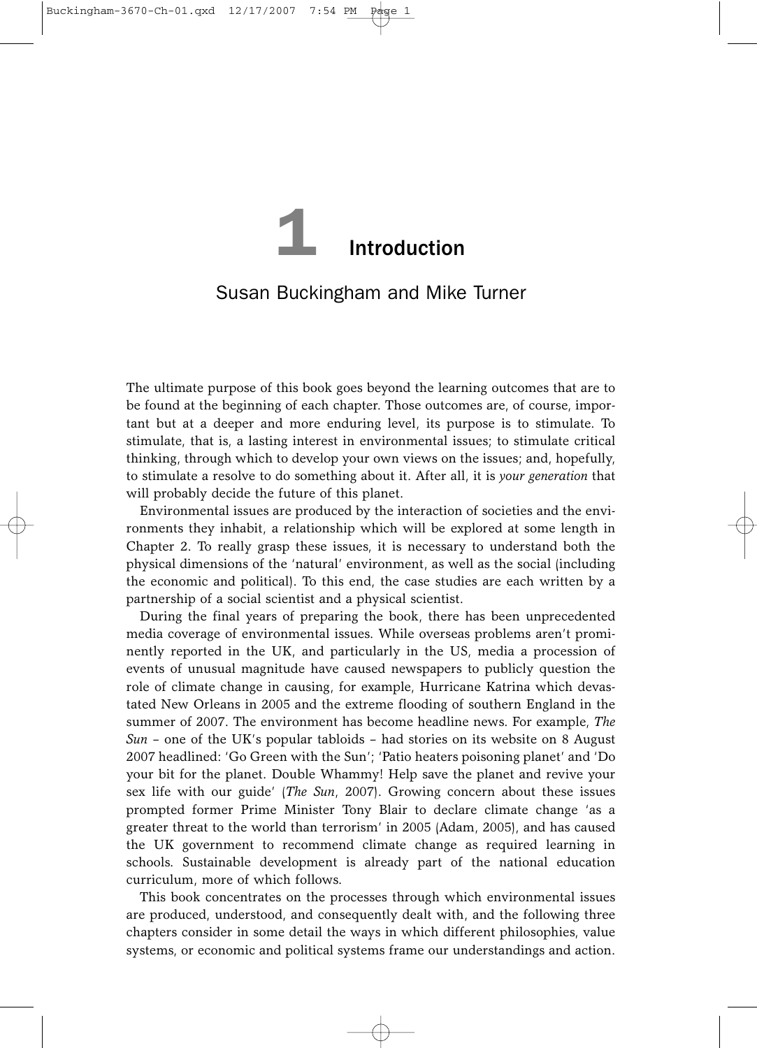# 1 Introduction

## Susan Buckingham and Mike Turner

The ultimate purpose of this book goes beyond the learning outcomes that are to be found at the beginning of each chapter. Those outcomes are, of course, important but at a deeper and more enduring level, its purpose is to stimulate. To stimulate, that is, a lasting interest in environmental issues; to stimulate critical thinking, through which to develop your own views on the issues; and, hopefully, to stimulate a resolve to do something about it. After all, it is *your generation* that will probably decide the future of this planet.

Environmental issues are produced by the interaction of societies and the environments they inhabit, a relationship which will be explored at some length in Chapter 2. To really grasp these issues, it is necessary to understand both the physical dimensions of the 'natural' environment, as well as the social (including the economic and political). To this end, the case studies are each written by a partnership of a social scientist and a physical scientist.

During the final years of preparing the book, there has been unprecedented media coverage of environmental issues. While overseas problems aren't prominently reported in the UK, and particularly in the US, media a procession of events of unusual magnitude have caused newspapers to publicly question the role of climate change in causing, for example, Hurricane Katrina which devastated New Orleans in 2005 and the extreme flooding of southern England in the summer of 2007. The environment has become headline news. For example, *The Sun* – one of the UK's popular tabloids – had stories on its website on 8 August 2007 headlined: 'Go Green with the Sun'; 'Patio heaters poisoning planet' and 'Do your bit for the planet. Double Whammy! Help save the planet and revive your sex life with our guide' (*The Sun*, 2007). Growing concern about these issues prompted former Prime Minister Tony Blair to declare climate change 'as a greater threat to the world than terrorism' in 2005 (Adam, 2005), and has caused the UK government to recommend climate change as required learning in schools. Sustainable development is already part of the national education curriculum, more of which follows.

This book concentrates on the processes through which environmental issues are produced, understood, and consequently dealt with, and the following three chapters consider in some detail the ways in which different philosophies, value systems, or economic and political systems frame our understandings and action.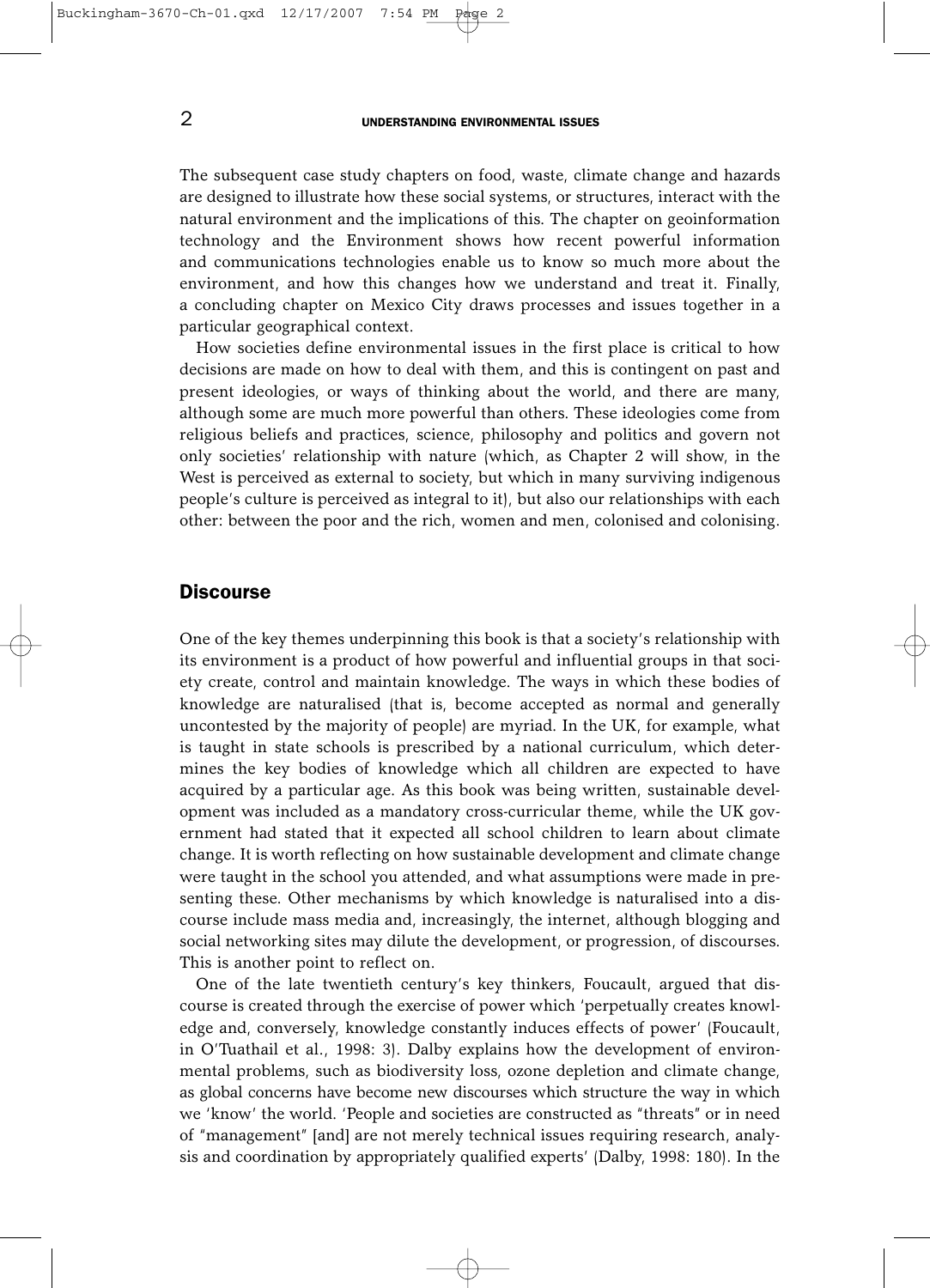The subsequent case study chapters on food, waste, climate change and hazards are designed to illustrate how these social systems, or structures, interact with the natural environment and the implications of this. The chapter on geoinformation technology and the Environment shows how recent powerful information and communications technologies enable us to know so much more about the environment, and how this changes how we understand and treat it. Finally, a concluding chapter on Mexico City draws processes and issues together in a particular geographical context.

How societies define environmental issues in the first place is critical to how decisions are made on how to deal with them, and this is contingent on past and present ideologies, or ways of thinking about the world, and there are many, although some are much more powerful than others. These ideologies come from religious beliefs and practices, science, philosophy and politics and govern not only societies' relationship with nature (which, as Chapter 2 will show, in the West is perceived as external to society, but which in many surviving indigenous people's culture is perceived as integral to it), but also our relationships with each other: between the poor and the rich, women and men, colonised and colonising.

## Discourse

One of the key themes underpinning this book is that a society's relationship with its environment is a product of how powerful and influential groups in that society create, control and maintain knowledge. The ways in which these bodies of knowledge are naturalised (that is, become accepted as normal and generally uncontested by the majority of people) are myriad. In the UK, for example, what is taught in state schools is prescribed by a national curriculum, which determines the key bodies of knowledge which all children are expected to have acquired by a particular age. As this book was being written, sustainable development was included as a mandatory cross-curricular theme, while the UK government had stated that it expected all school children to learn about climate change. It is worth reflecting on how sustainable development and climate change were taught in the school you attended, and what assumptions were made in presenting these. Other mechanisms by which knowledge is naturalised into a discourse include mass media and, increasingly, the internet, although blogging and social networking sites may dilute the development, or progression, of discourses. This is another point to reflect on.

One of the late twentieth century's key thinkers, Foucault, argued that discourse is created through the exercise of power which 'perpetually creates knowledge and, conversely, knowledge constantly induces effects of power' (Foucault, in O'Tuathail et al., 1998: 3). Dalby explains how the development of environmental problems, such as biodiversity loss, ozone depletion and climate change, as global concerns have become new discourses which structure the way in which we 'know' the world. 'People and societies are constructed as "threats" or in need of "management" [and] are not merely technical issues requiring research, analysis and coordination by appropriately qualified experts' (Dalby, 1998: 180). In the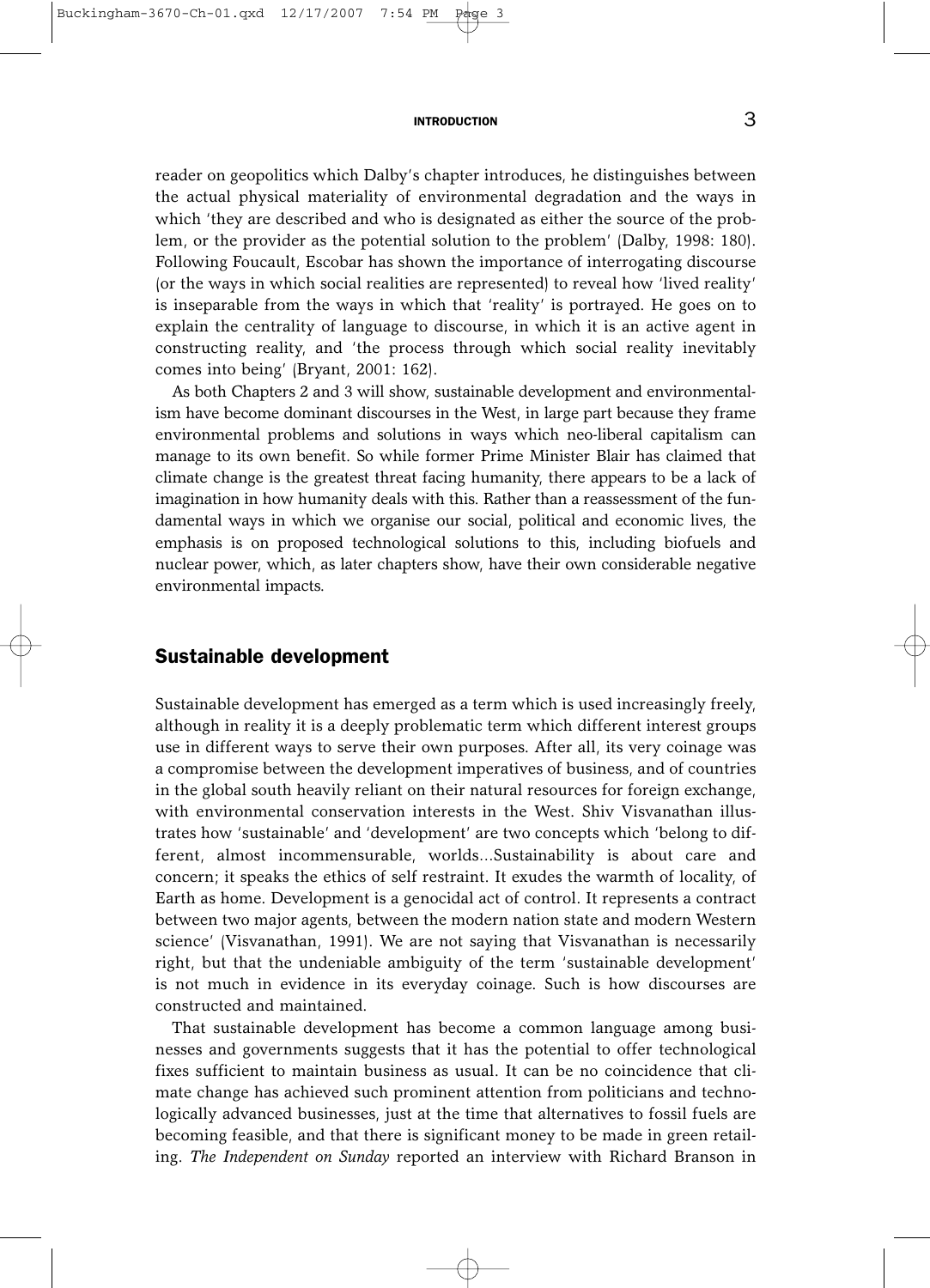reader on geopolitics which Dalby's chapter introduces, he distinguishes between the actual physical materiality of environmental degradation and the ways in which 'they are described and who is designated as either the source of the problem, or the provider as the potential solution to the problem' (Dalby, 1998: 180). Following Foucault, Escobar has shown the importance of interrogating discourse (or the ways in which social realities are represented) to reveal how 'lived reality' is inseparable from the ways in which that 'reality' is portrayed. He goes on to explain the centrality of language to discourse, in which it is an active agent in constructing reality, and 'the process through which social reality inevitably comes into being' (Bryant, 2001: 162).

As both Chapters 2 and 3 will show, sustainable development and environmentalism have become dominant discourses in the West, in large part because they frame environmental problems and solutions in ways which neo-liberal capitalism can manage to its own benefit. So while former Prime Minister Blair has claimed that climate change is the greatest threat facing humanity, there appears to be a lack of imagination in how humanity deals with this. Rather than a reassessment of the fundamental ways in which we organise our social, political and economic lives, the emphasis is on proposed technological solutions to this, including biofuels and nuclear power, which, as later chapters show, have their own considerable negative environmental impacts.

## Sustainable development

Sustainable development has emerged as a term which is used increasingly freely, although in reality it is a deeply problematic term which different interest groups use in different ways to serve their own purposes. After all, its very coinage was a compromise between the development imperatives of business, and of countries in the global south heavily reliant on their natural resources for foreign exchange, with environmental conservation interests in the West. Shiv Visvanathan illustrates how 'sustainable' and 'development' are two concepts which 'belong to different, almost incommensurable, worlds…Sustainability is about care and concern; it speaks the ethics of self restraint. It exudes the warmth of locality, of Earth as home. Development is a genocidal act of control. It represents a contract between two major agents, between the modern nation state and modern Western science' (Visvanathan, 1991). We are not saying that Visvanathan is necessarily right, but that the undeniable ambiguity of the term 'sustainable development' is not much in evidence in its everyday coinage. Such is how discourses are constructed and maintained.

That sustainable development has become a common language among businesses and governments suggests that it has the potential to offer technological fixes sufficient to maintain business as usual. It can be no coincidence that climate change has achieved such prominent attention from politicians and technologically advanced businesses, just at the time that alternatives to fossil fuels are becoming feasible, and that there is significant money to be made in green retailing. *The Independent on Sunday* reported an interview with Richard Branson in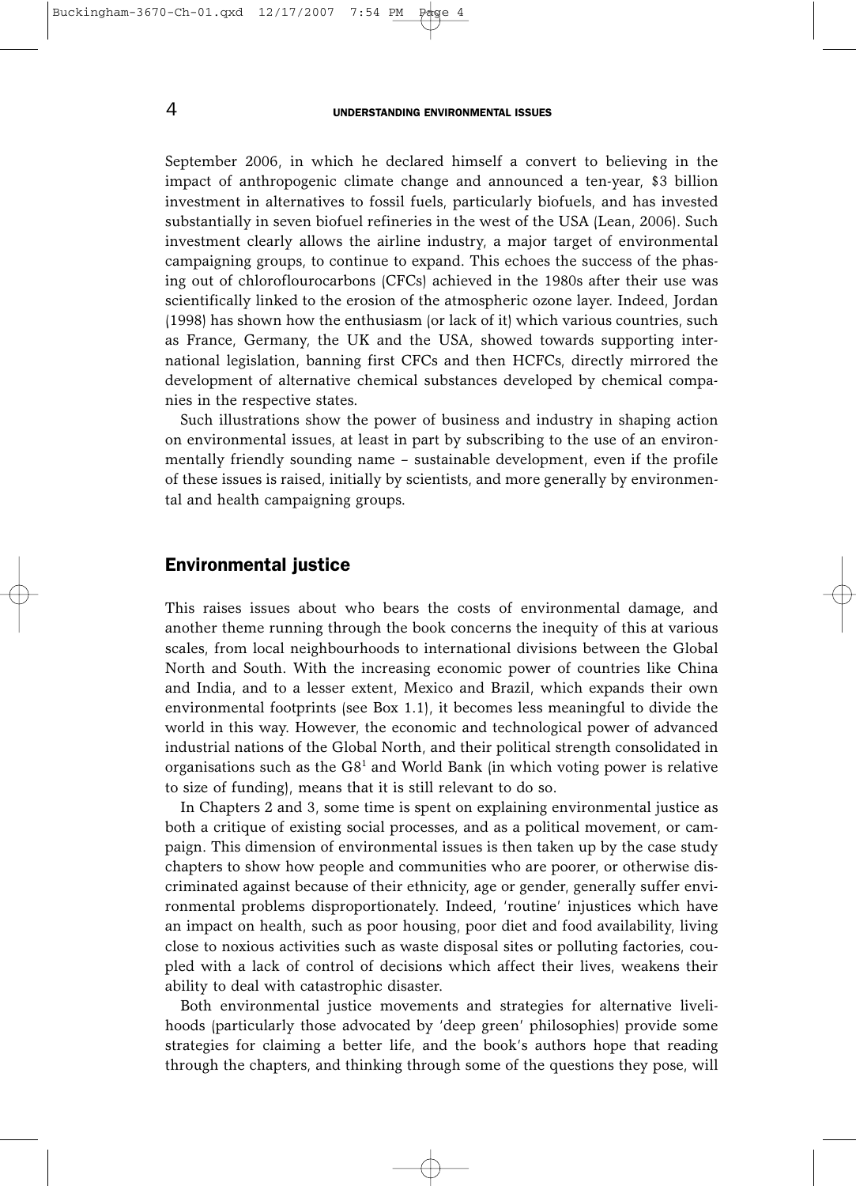September 2006, in which he declared himself a convert to believing in the impact of anthropogenic climate change and announced a ten-year, $3 billion investment in alternatives to fossil fuels, particularly biofuels, and has invested substantially in seven biofuel refineries in the west of the USA (Lean, 2006). Such investment clearly allows the airline industry, a major target of environmental campaigning groups, to continue to expand. This echoes the success of the phasing out of chloroflourocarbons (CFCs) achieved in the 1980s after their use was scientifically linked to the erosion of the atmospheric ozone layer. Indeed, Jordan (1998) has shown how the enthusiasm (or lack of it) which various countries, such as France, Germany, the UK and the USA, showed towards supporting international legislation, banning first CFCs and then HCFCs, directly mirrored the development of alternative chemical substances developed by chemical companies in the respective states.

Such illustrations show the power of business and industry in shaping action on environmental issues, at least in part by subscribing to the use of an environmentally friendly sounding name – sustainable development, even if the profile of these issues is raised, initially by scientists, and more generally by environmental and health campaigning groups.

## Environmental justice

This raises issues about who bears the costs of environmental damage, and another theme running through the book concerns the inequity of this at various scales, from local neighbourhoods to international divisions between the Global North and South. With the increasing economic power of countries like China and India, and to a lesser extent, Mexico and Brazil, which expands their own environmental footprints (see Box 1.1), it becomes less meaningful to divide the world in this way. However, the economic and technological power of advanced industrial nations of the Global North, and their political strength consolidated in organisations such as the G8[1] and World Bank (in which voting power is relative to size of funding), means that it is still relevant to do so.

In Chapters 2 and 3, some time is spent on explaining environmental justice as both a critique of existing social processes, and as a political movement, or campaign. This dimension of environmental issues is then taken up by the case study chapters to show how people and communities who are poorer, or otherwise discriminated against because of their ethnicity, age or gender, generally suffer environmental problems disproportionately. Indeed, 'routine' injustices which have an impact on health, such as poor housing, poor diet and food availability, living close to noxious activities such as waste disposal sites or polluting factories, coupled with a lack of control of decisions which affect their lives, weakens their ability to deal with catastrophic disaster.

Both environmental justice movements and strategies for alternative livelihoods (particularly those advocated by 'deep green' philosophies) provide some strategies for claiming a better life, and the book's authors hope that reading through the chapters, and thinking through some of the questions they pose, will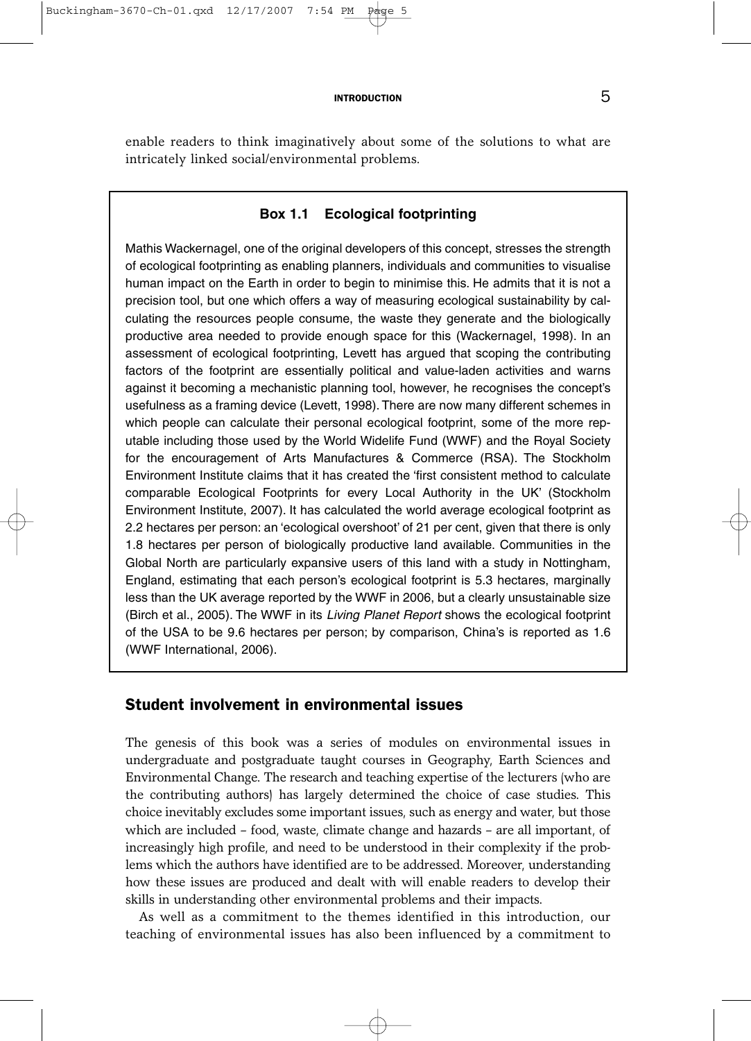enable readers to think imaginatively about some of the solutions to what are intricately linked social/environmental problems.

> **Box 1.1 Ecological footprinting**
>
> Mathis Wackernagel, one of the original developers of this concept, stresses the strength of ecological footprinting as enabling planners, individuals and communities to visualise human impact on the Earth in order to begin to minimise this. He admits that it is not a precision tool, but one which offers a way of measuring ecological sustainability by calculating the resources people consume, the waste they generate and the biologically productive area needed to provide enough space for this (Wackernagel, 1998). In an assessment of ecological footprinting, Levett has argued that scoping the contributing factors of the footprint are essentially political and value-laden activities and warns against it becoming a mechanistic planning tool, however, he recognises the concept's usefulness as a framing device (Levett, 1998). There are now many different schemes in which people can calculate their personal ecological footprint, some of the more reputable including those used by the World Widelife Fund (WWF) and the Royal Society for the encouragement of Arts Manufactures & Commerce (RSA). The Stockholm Environment Institute claims that it has created the 'first consistent method to calculate comparable Ecological Footprints for every Local Authority in the UK' (Stockholm Environment Institute, 2007). It has calculated the world average ecological footprint as 2.2 hectares per person: an 'ecological overshoot' of 21 per cent, given that there is only 1.8 hectares per person of biologically productive land available. Communities in the Global North are particularly expansive users of this land with a study in Nottingham, England, estimating that each person's ecological footprint is 5.3 hectares, marginally less than the UK average reported by the WWF in 2006, but a clearly unsustainable size (Birch et al., 2005). The WWF in its *Living Planet Report* shows the ecological footprint of the USA to be 9.6 hectares per person; by comparison, China's is reported as 1.6 (WWF International, 2006).

## Student involvement in environmental issues

The genesis of this book was a series of modules on environmental issues in undergraduate and postgraduate taught courses in Geography, Earth Sciences and Environmental Change. The research and teaching expertise of the lecturers (who are the contributing authors) has largely determined the choice of case studies. This choice inevitably excludes some important issues, such as energy and water, but those which are included – food, waste, climate change and hazards – are all important, of increasingly high profile, and need to be understood in their complexity if the problems which the authors have identified are to be addressed. Moreover, understanding how these issues are produced and dealt with will enable readers to develop their skills in understanding other environmental problems and their impacts.

As well as a commitment to the themes identified in this introduction, our teaching of environmental issues has also been influenced by a commitment to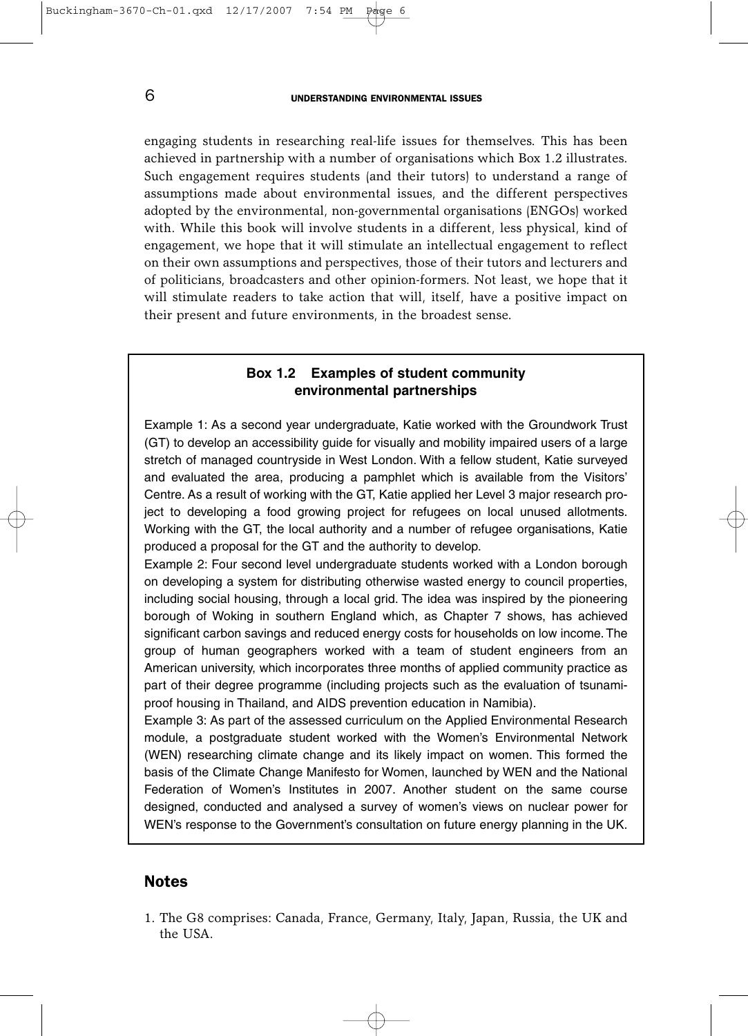engaging students in researching real-life issues for themselves. This has been achieved in partnership with a number of organisations which Box 1.2 illustrates. Such engagement requires students (and their tutors) to understand a range of assumptions made about environmental issues, and the different perspectives adopted by the environmental, non-governmental organisations (ENGOs) worked with. While this book will involve students in a different, less physical, kind of engagement, we hope that it will stimulate an intellectual engagement to reflect on their own assumptions and perspectives, those of their tutors and lecturers and of politicians, broadcasters and other opinion-formers. Not least, we hope that it will stimulate readers to take action that will, itself, have a positive impact on their present and future environments, in the broadest sense.

> **Box 1.2 Examples of student community environmental partnerships**
>
> Example 1: As a second year undergraduate, Katie worked with the Groundwork Trust (GT) to develop an accessibility guide for visually and mobility impaired users of a large stretch of managed countryside in West London. With a fellow student, Katie surveyed and evaluated the area, producing a pamphlet which is available from the Visitors' Centre. As a result of working with the GT, Katie applied her Level 3 major research project to developing a food growing project for refugees on local unused allotments. Working with the GT, the local authority and a number of refugee organisations, Katie produced a proposal for the GT and the authority to develop.
>
> Example 2: Four second level undergraduate students worked with a London borough on developing a system for distributing otherwise wasted energy to council properties, including social housing, through a local grid. The idea was inspired by the pioneering borough of Woking in southern England which, as Chapter 7 shows, has achieved significant carbon savings and reduced energy costs for households on low income. The group of human geographers worked with a team of student engineers from an American university, which incorporates three months of applied community practice as part of their degree programme (including projects such as the evaluation of tsunami-proof housing in Thailand, and AIDS prevention education in Namibia).
>
> Example 3: As part of the assessed curriculum on the Applied Environmental Research module, a postgraduate student worked with the Women's Environmental Network (WEN) researching climate change and its likely impact on women. This formed the basis of the Climate Change Manifesto for Women, launched by WEN and the National Federation of Women's Institutes in 2007. Another student on the same course designed, conducted and analysed a survey of women's views on nuclear power for WEN's response to the Government's consultation on future energy planning in the UK.

## Notes

1. The G8 comprises: Canada, France, Germany, Italy, Japan, Russia, the UK and the USA.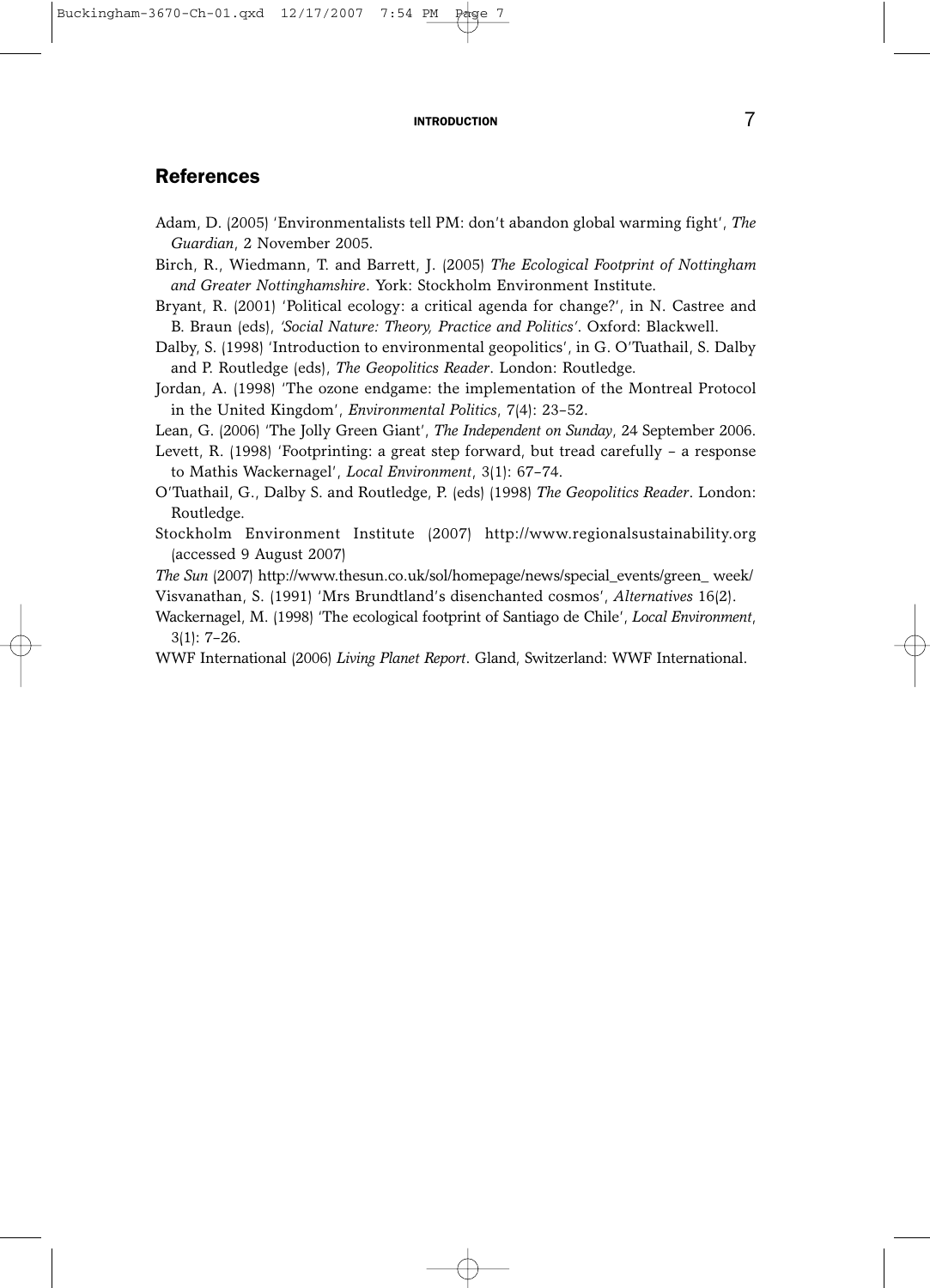## References

Adam, D. (2005) 'Environmentalists tell PM: don't abandon global warming fight', *The Guardian*, 2 November 2005.

Birch, R., Wiedmann, T. and Barrett, J. (2005) *The Ecological Footprint of Nottingham and Greater Nottinghamshire*. York: Stockholm Environment Institute.

Bryant, R. (2001) 'Political ecology: a critical agenda for change?', in N. Castree and B. Braun (eds), *'Social Nature: Theory, Practice and Politics'*. Oxford: Blackwell.

Dalby, S. (1998) 'Introduction to environmental geopolitics', in G. O'Tuathail, S. Dalby and P. Routledge (eds), *The Geopolitics Reader*. London: Routledge.

Jordan, A. (1998) 'The ozone endgame: the implementation of the Montreal Protocol in the United Kingdom', *Environmental Politics*, 7(4): 23–52.

Lean, G. (2006) 'The Jolly Green Giant', *The Independent on Sunday*, 24 September 2006.

Levett, R. (1998) 'Footprinting: a great step forward, but tread carefully – a response to Mathis Wackernagel', *Local Environment*, 3(1): 67–74.

O'Tuathail, G., Dalby S. and Routledge, P. (eds) (1998) *The Geopolitics Reader*. London: Routledge.

Stockholm Environment Institute (2007) http://www.regionalsustainability.org (accessed 9 August 2007)

*The Sun* (2007) http://www.thesun.co.uk/sol/homepage/news/special_events/green_ week/

Visvanathan, S. (1991) 'Mrs Brundtland's disenchanted cosmos', *Alternatives* 16(2).

Wackernagel, M. (1998) 'The ecological footprint of Santiago de Chile', *Local Environment*, 3(1): 7–26.

WWF International (2006) *Living Planet Report*. Gland, Switzerland: WWF International.